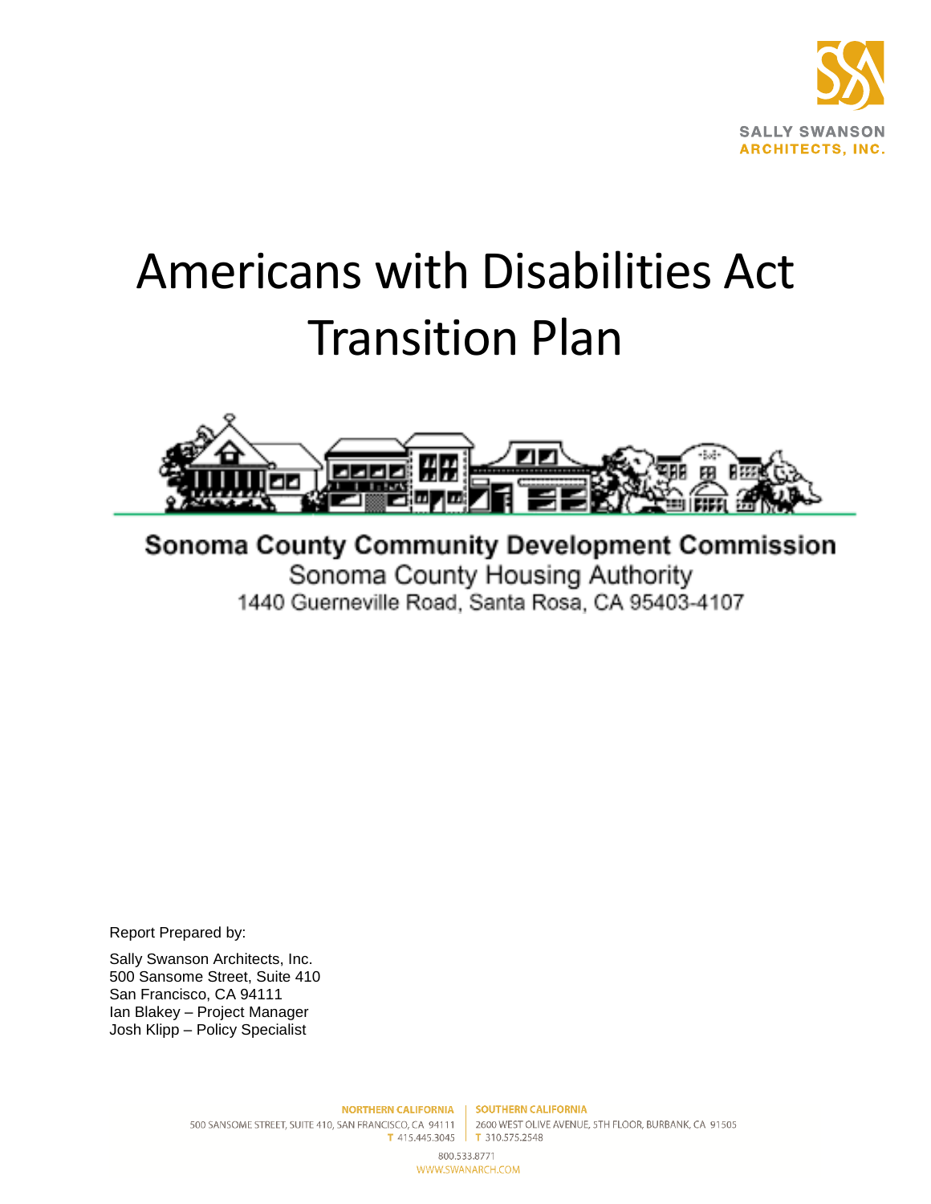SALLY SWANSON
ARCHITECTS, INC.

# Americans with Disabilities Act Transition Plan

**Sonoma County Community Development Commission**

Sonoma County Housing Authority

1440 Guerneville Road, Santa Rosa, CA 95403-4107

Report Prepared by:

Sally Swanson Architects, Inc.
500 Sansome Street, Suite 410
San Francisco, CA 94111
Ian Blakey – Project Manager
Josh Klipp – Policy Specialist

NORTHERN CALIFORNIA
500 SANSOME STREET, SUITE 410, SAN FRANCISCO, CA 94111
T 415.445.3045

SOUTHERN CALIFORNIA
2600 WEST OLIVE AVENUE, 5TH FLOOR, BURBANK, CA 91505
T 310.575.2548

800.533.8771
WWW.SWANARCH.COM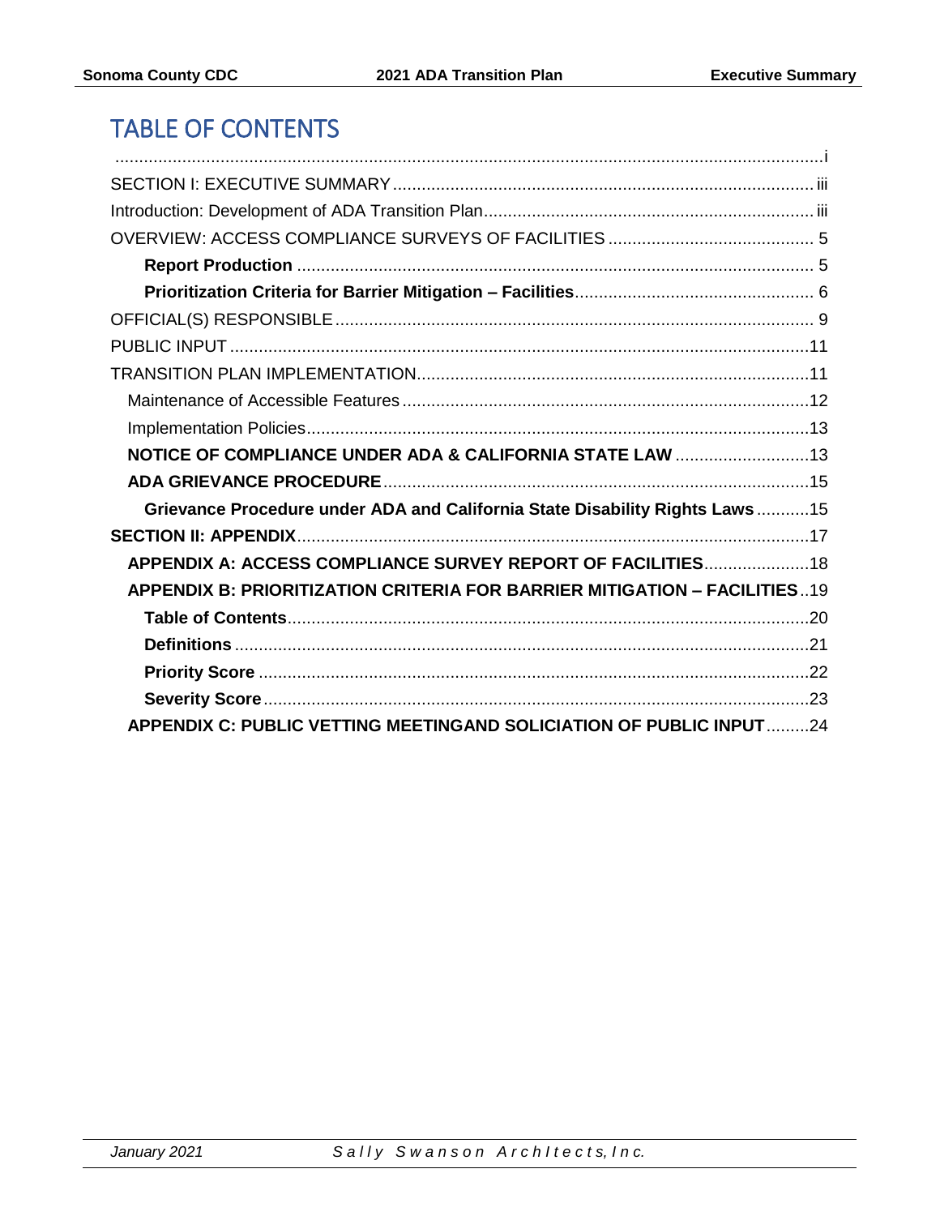# TABLE OF CONTENTS

........................................................................................................................................i

SECTION I: EXECUTIVE SUMMARY ........................................................................................iii

Introduction: Development of ADA Transition Plan....................................................................iii

OVERVIEW: ACCESS COMPLIANCE SURVEYS OF FACILITIES .......................................... 5

- **Report Production** ........................................................................................................... 5
- **Prioritization Criteria for Barrier Mitigation – Facilities**................................................. 6

OFFICIAL(S) RESPONSIBLE ................................................................................................... 9

PUBLIC INPUT .........................................................................................................................11

TRANSITION PLAN IMPLEMENTATION..................................................................................11

- Maintenance of Accessible Features .....................................................................................12
- Implementation Policies........................................................................................................13
- **NOTICE OF COMPLIANCE UNDER ADA & CALIFORNIA STATE LAW** ............................13
- **ADA GRIEVANCE PROCEDURE**........................................................................................15
  - **Grievance Procedure under ADA and California State Disability Rights Laws** ...........15

**SECTION II: APPENDIX**...........................................................................................................17

- **APPENDIX A: ACCESS COMPLIANCE SURVEY REPORT OF FACILITIES**......................18
- **APPENDIX B: PRIORITIZATION CRITERIA FOR BARRIER MITIGATION – FACILITIES**..19
  - **Table of Contents**.............................................................................................................20
  - **Definitions** .......................................................................................................................21
  - **Priority Score** ...................................................................................................................22
  - **Severity Score**...................................................................................................................23
- **APPENDIX C: PUBLIC VETTING MEETINGAND SOLICIATION OF PUBLIC INPUT**.........24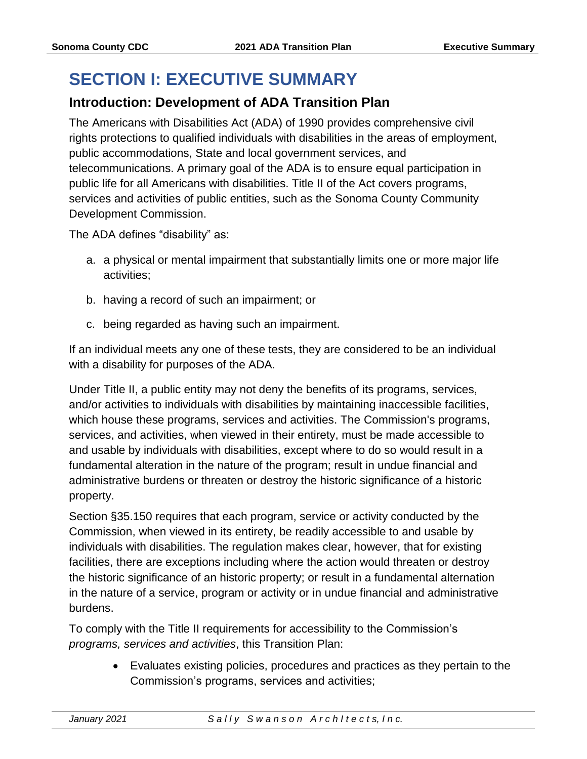# SECTION I: EXECUTIVE SUMMARY

## Introduction: Development of ADA Transition Plan

The Americans with Disabilities Act (ADA) of 1990 provides comprehensive civil rights protections to qualified individuals with disabilities in the areas of employment, public accommodations, State and local government services, and telecommunications. A primary goal of the ADA is to ensure equal participation in public life for all Americans with disabilities. Title II of the Act covers programs, services and activities of public entities, such as the Sonoma County Community Development Commission.

The ADA defines "disability" as:

a. a physical or mental impairment that substantially limits one or more major life activities;

b. having a record of such an impairment; or

c. being regarded as having such an impairment.

If an individual meets any one of these tests, they are considered to be an individual with a disability for purposes of the ADA.

Under Title II, a public entity may not deny the benefits of its programs, services, and/or activities to individuals with disabilities by maintaining inaccessible facilities, which house these programs, services and activities. The Commission's programs, services, and activities, when viewed in their entirety, must be made accessible to and usable by individuals with disabilities, except where to do so would result in a fundamental alteration in the nature of the program; result in undue financial and administrative burdens or threaten or destroy the historic significance of a historic property.

Section §35.150 requires that each program, service or activity conducted by the Commission, when viewed in its entirety, be readily accessible to and usable by individuals with disabilities. The regulation makes clear, however, that for existing facilities, there are exceptions including where the action would threaten or destroy the historic significance of an historic property; or result in a fundamental alternation in the nature of a service, program or activity or in undue financial and administrative burdens.

To comply with the Title II requirements for accessibility to the Commission's *programs, services and activities*, this Transition Plan:

- Evaluates existing policies, procedures and practices as they pertain to the Commission's programs, services and activities;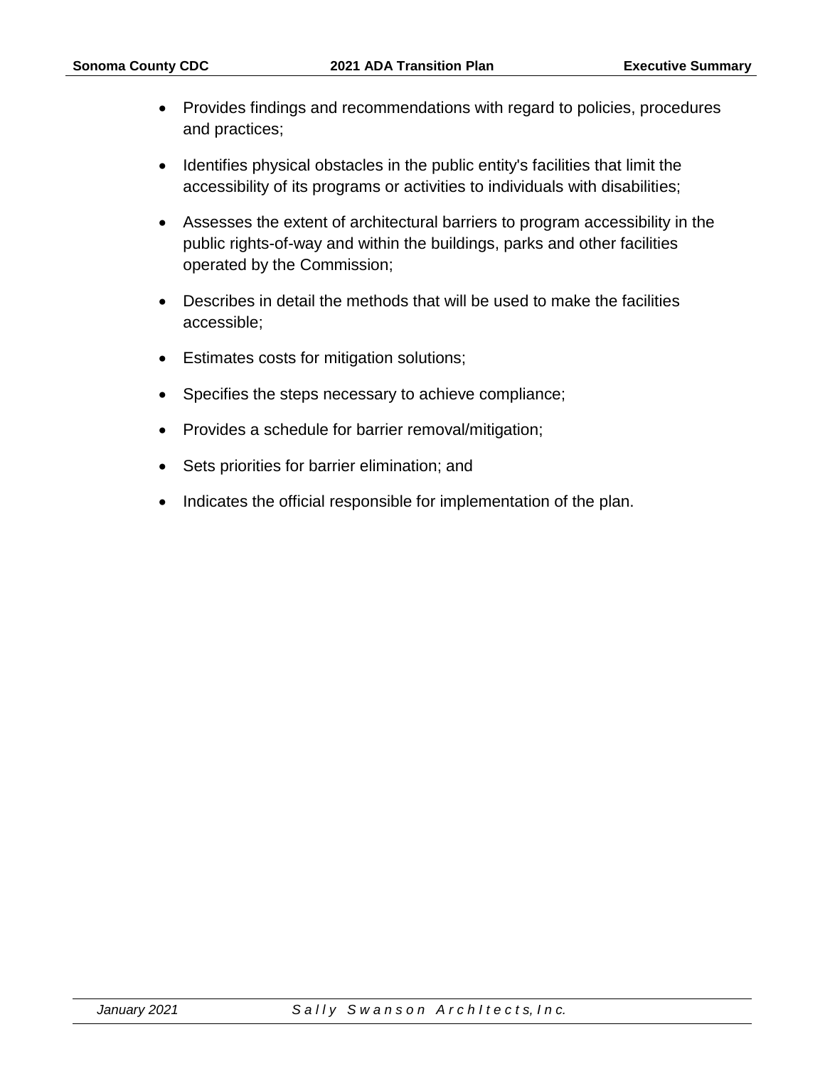- Provides findings and recommendations with regard to policies, procedures and practices;
- Identifies physical obstacles in the public entity's facilities that limit the accessibility of its programs or activities to individuals with disabilities;
- Assesses the extent of architectural barriers to program accessibility in the public rights-of-way and within the buildings, parks and other facilities operated by the Commission;
- Describes in detail the methods that will be used to make the facilities accessible;
- Estimates costs for mitigation solutions;
- Specifies the steps necessary to achieve compliance;
- Provides a schedule for barrier removal/mitigation;
- Sets priorities for barrier elimination; and
- Indicates the official responsible for implementation of the plan.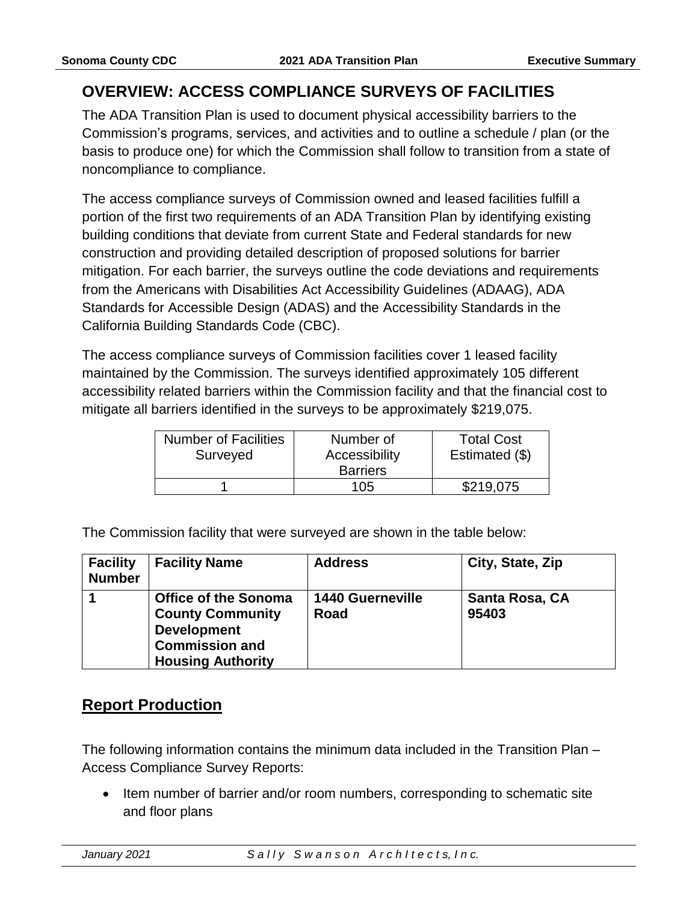## OVERVIEW: ACCESS COMPLIANCE SURVEYS OF FACILITIES

The ADA Transition Plan is used to document physical accessibility barriers to the Commission's programs, services, and activities and to outline a schedule / plan (or the basis to produce one) for which the Commission shall follow to transition from a state of noncompliance to compliance.

The access compliance surveys of Commission owned and leased facilities fulfill a portion of the first two requirements of an ADA Transition Plan by identifying existing building conditions that deviate from current State and Federal standards for new construction and providing detailed description of proposed solutions for barrier mitigation. For each barrier, the surveys outline the code deviations and requirements from the Americans with Disabilities Act Accessibility Guidelines (ADAAG), ADA Standards for Accessible Design (ADAS) and the Accessibility Standards in the California Building Standards Code (CBC).

The access compliance surveys of Commission facilities cover 1 leased facility maintained by the Commission. The surveys identified approximately 105 different accessibility related barriers within the Commission facility and that the financial cost to mitigate all barriers identified in the surveys to be approximately $219,075.

| Number of Facilities Surveyed | Number of Accessibility Barriers | Total Cost Estimated ($) |
|---|---|---|
| 1 | 105 | $219,075 |

The Commission facility that were surveyed are shown in the table below:

| Facility Number | Facility Name | Address | City, State, Zip |
|---|---|---|---|
| **1** | **Office of the Sonoma County Community Development Commission and Housing Authority** | **1440 Guerneville Road** | **Santa Rosa, CA 95403** |

## Report Production

The following information contains the minimum data included in the Transition Plan – Access Compliance Survey Reports:

- Item number of barrier and/or room numbers, corresponding to schematic site and floor plans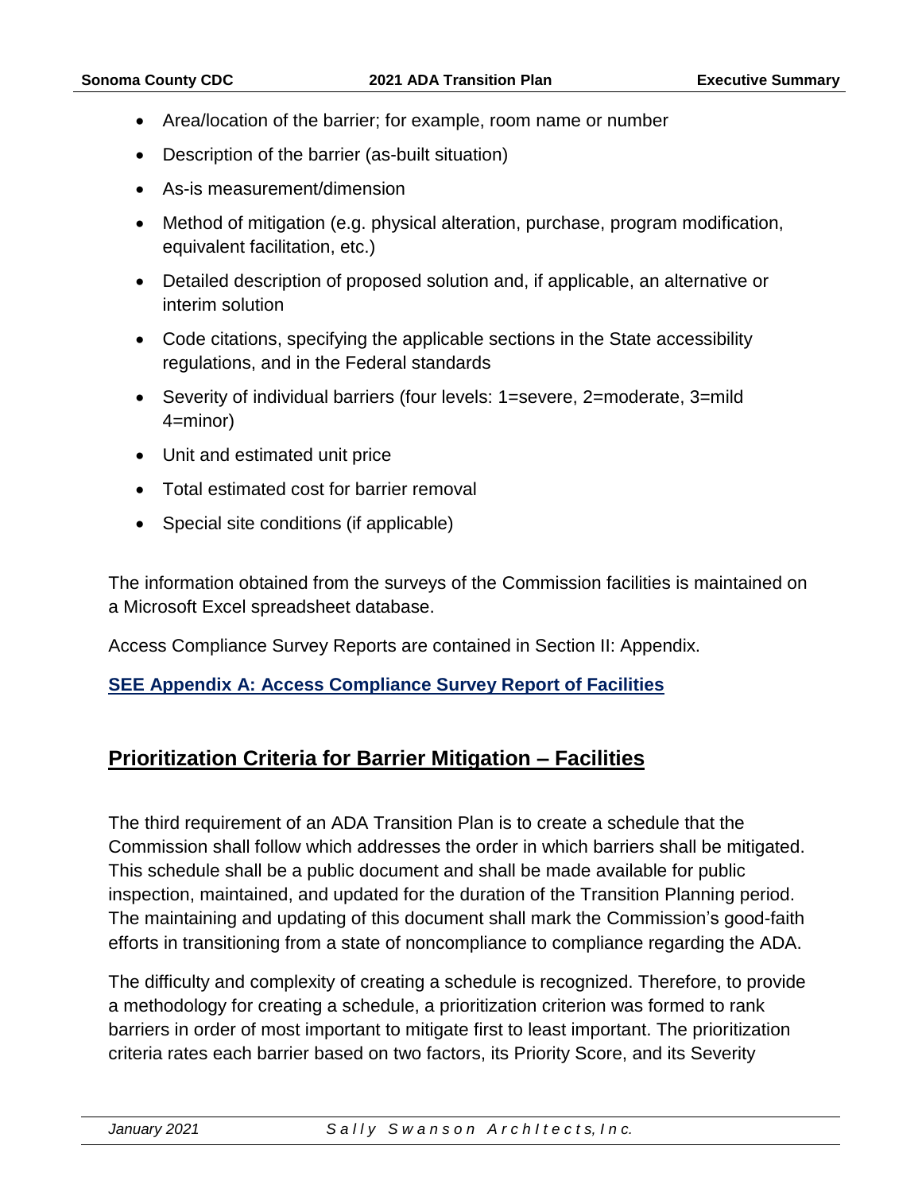- Area/location of the barrier; for example, room name or number
- Description of the barrier (as-built situation)
- As-is measurement/dimension
- Method of mitigation (e.g. physical alteration, purchase, program modification, equivalent facilitation, etc.)
- Detailed description of proposed solution and, if applicable, an alternative or interim solution
- Code citations, specifying the applicable sections in the State accessibility regulations, and in the Federal standards
- Severity of individual barriers (four levels: 1=severe, 2=moderate, 3=mild 4=minor)
- Unit and estimated unit price
- Total estimated cost for barrier removal
- Special site conditions (if applicable)

The information obtained from the surveys of the Commission facilities is maintained on a Microsoft Excel spreadsheet database.

Access Compliance Survey Reports are contained in Section II: Appendix.

**SEE Appendix A: Access Compliance Survey Report of Facilities**

## Prioritization Criteria for Barrier Mitigation – Facilities

The third requirement of an ADA Transition Plan is to create a schedule that the Commission shall follow which addresses the order in which barriers shall be mitigated. This schedule shall be a public document and shall be made available for public inspection, maintained, and updated for the duration of the Transition Planning period. The maintaining and updating of this document shall mark the Commission's good-faith efforts in transitioning from a state of noncompliance to compliance regarding the ADA.

The difficulty and complexity of creating a schedule is recognized. Therefore, to provide a methodology for creating a schedule, a prioritization criterion was formed to rank barriers in order of most important to mitigate first to least important. The prioritization criteria rates each barrier based on two factors, its Priority Score, and its Severity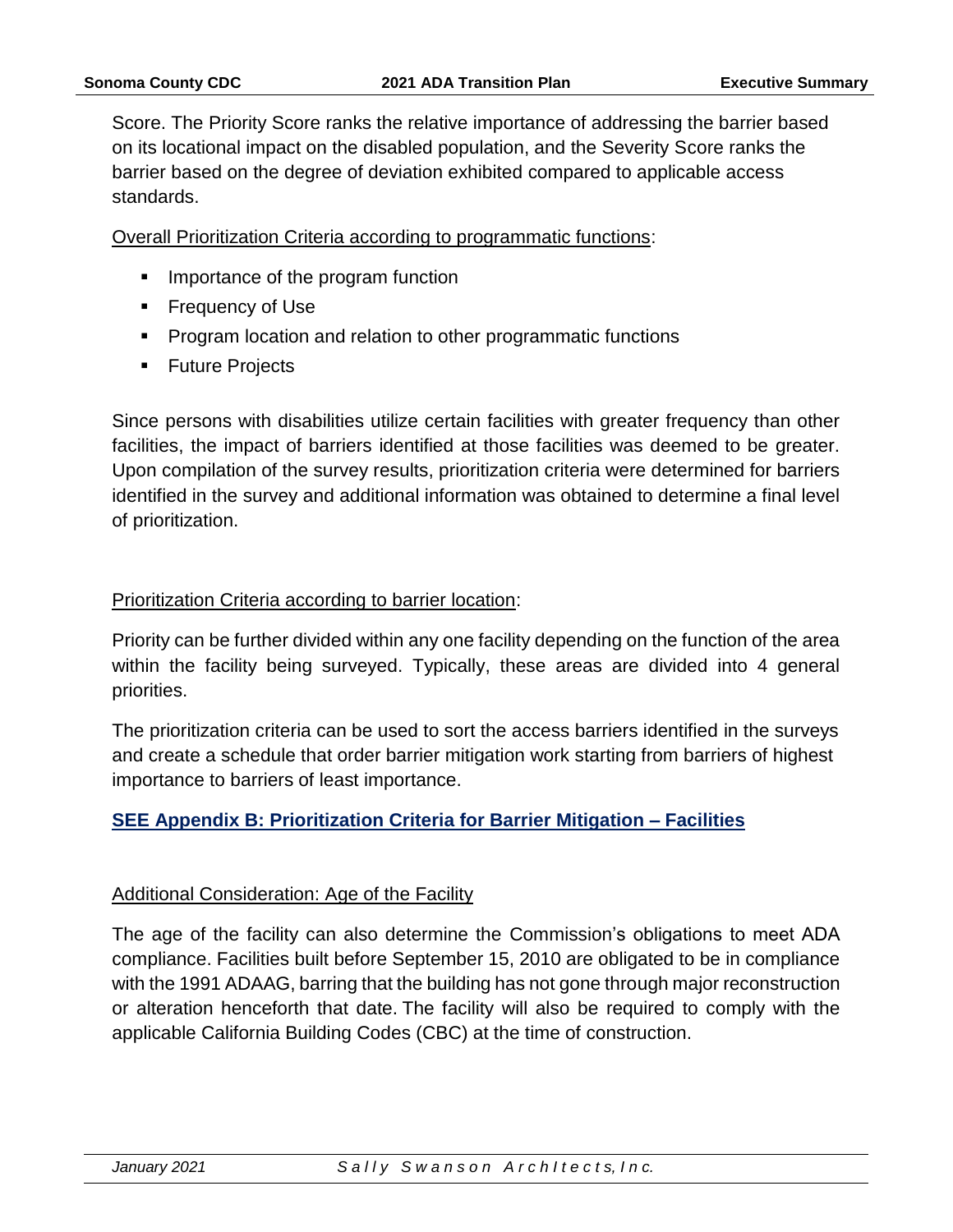Score. The Priority Score ranks the relative importance of addressing the barrier based on its locational impact on the disabled population, and the Severity Score ranks the barrier based on the degree of deviation exhibited compared to applicable access standards.

Overall Prioritization Criteria according to programmatic functions:

- Importance of the program function
- Frequency of Use
- Program location and relation to other programmatic functions
- Future Projects

Since persons with disabilities utilize certain facilities with greater frequency than other facilities, the impact of barriers identified at those facilities was deemed to be greater. Upon compilation of the survey results, prioritization criteria were determined for barriers identified in the survey and additional information was obtained to determine a final level of prioritization.

Prioritization Criteria according to barrier location:

Priority can be further divided within any one facility depending on the function of the area within the facility being surveyed. Typically, these areas are divided into 4 general priorities.

The prioritization criteria can be used to sort the access barriers identified in the surveys and create a schedule that order barrier mitigation work starting from barriers of highest importance to barriers of least importance.

**SEE Appendix B: Prioritization Criteria for Barrier Mitigation – Facilities**

Additional Consideration: Age of the Facility

The age of the facility can also determine the Commission's obligations to meet ADA compliance. Facilities built before September 15, 2010 are obligated to be in compliance with the 1991 ADAAG, barring that the building has not gone through major reconstruction or alteration henceforth that date. The facility will also be required to comply with the applicable California Building Codes (CBC) at the time of construction.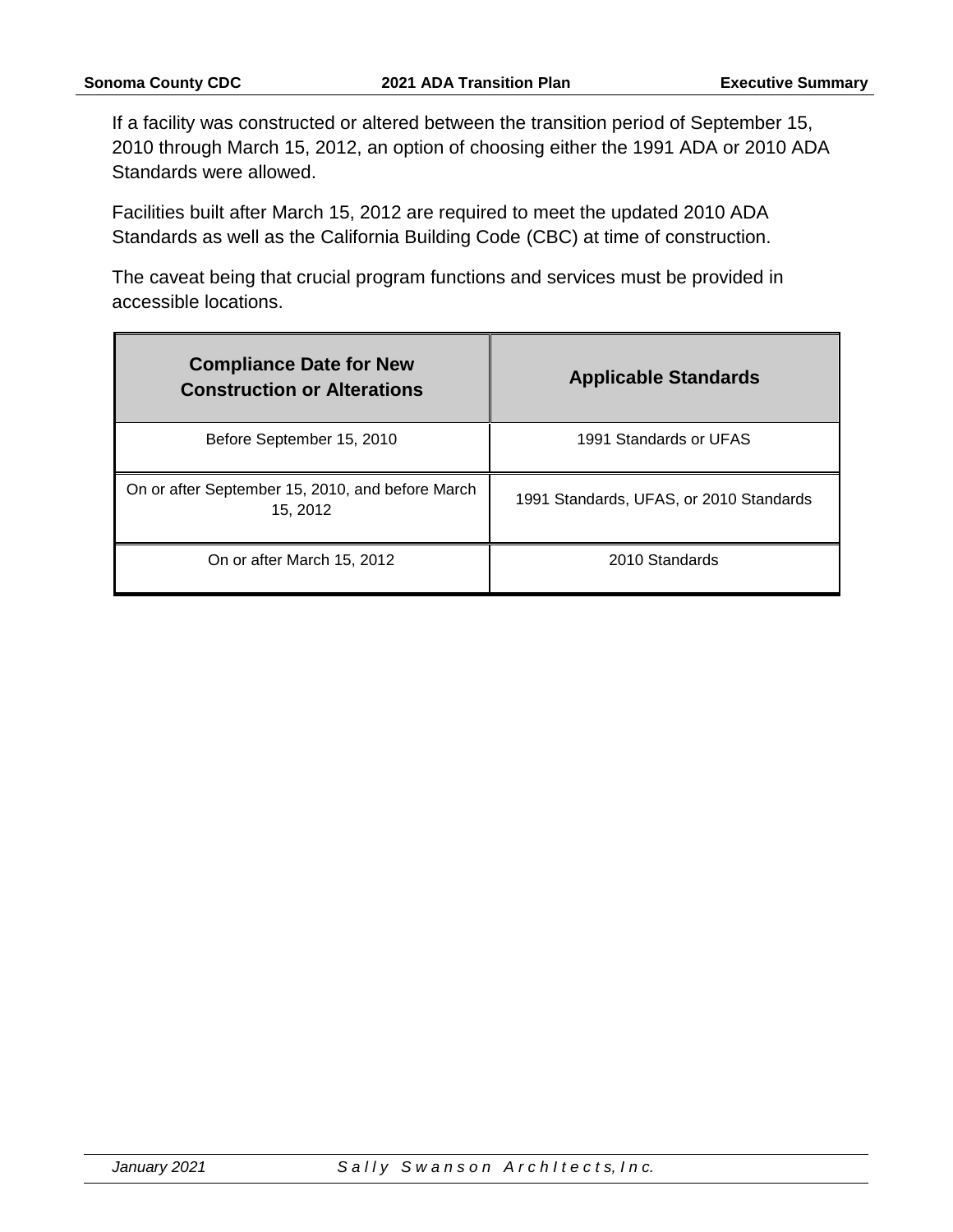If a facility was constructed or altered between the transition period of September 15, 2010 through March 15, 2012, an option of choosing either the 1991 ADA or 2010 ADA Standards were allowed.

Facilities built after March 15, 2012 are required to meet the updated 2010 ADA Standards as well as the California Building Code (CBC) at time of construction.

The caveat being that crucial program functions and services must be provided in accessible locations.

| Compliance Date for New Construction or Alterations | Applicable Standards |
|---|---|
| Before September 15, 2010 | 1991 Standards or UFAS |
| On or after September 15, 2010, and before March 15, 2012 | 1991 Standards, UFAS, or 2010 Standards |
| On or after March 15, 2012 | 2010 Standards |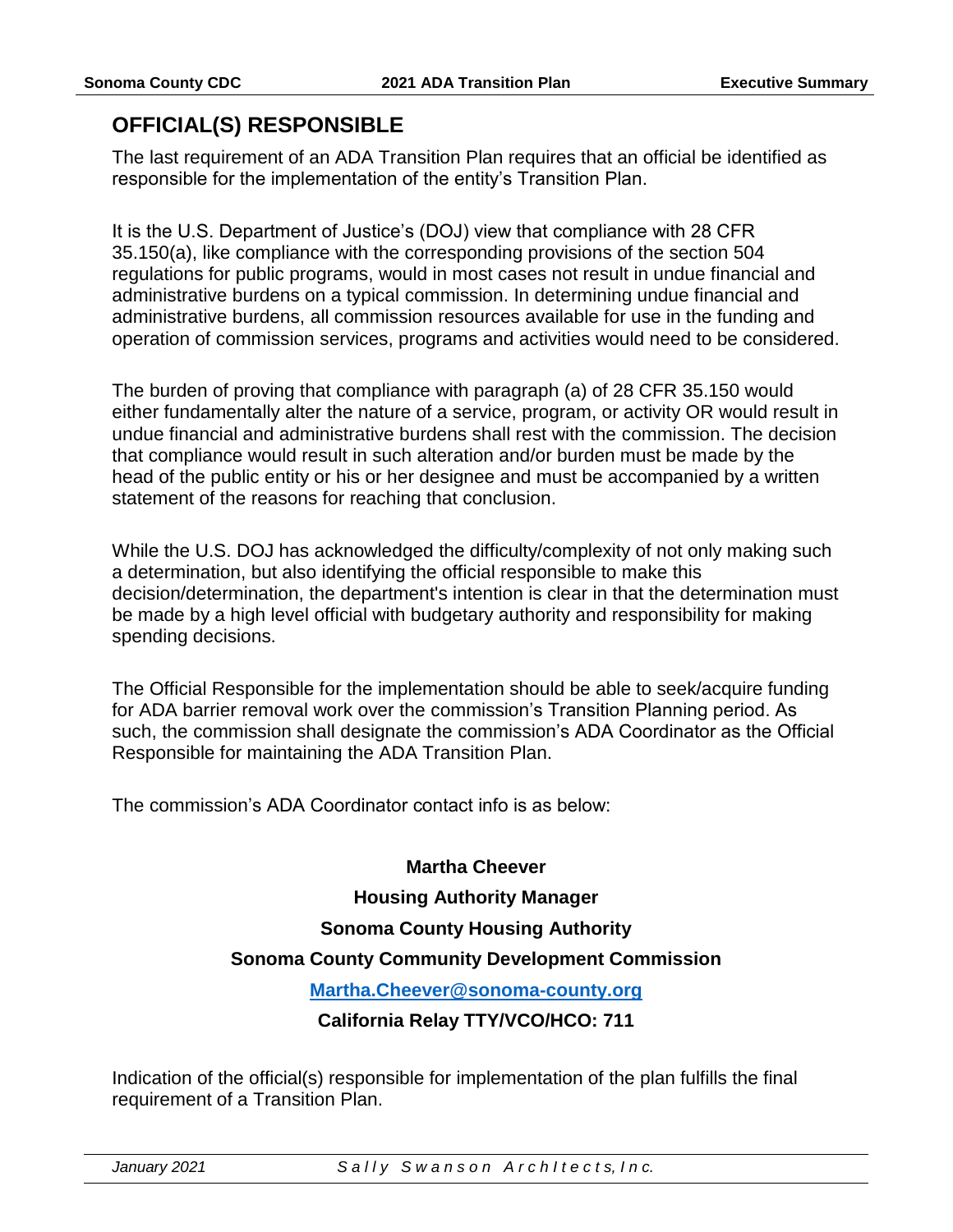## OFFICIAL(S) RESPONSIBLE

The last requirement of an ADA Transition Plan requires that an official be identified as responsible for the implementation of the entity's Transition Plan.

It is the U.S. Department of Justice's (DOJ) view that compliance with 28 CFR 35.150(a), like compliance with the corresponding provisions of the section 504 regulations for public programs, would in most cases not result in undue financial and administrative burdens on a typical commission. In determining undue financial and administrative burdens, all commission resources available for use in the funding and operation of commission services, programs and activities would need to be considered.

The burden of proving that compliance with paragraph (a) of 28 CFR 35.150 would either fundamentally alter the nature of a service, program, or activity OR would result in undue financial and administrative burdens shall rest with the commission. The decision that compliance would result in such alteration and/or burden must be made by the head of the public entity or his or her designee and must be accompanied by a written statement of the reasons for reaching that conclusion.

While the U.S. DOJ has acknowledged the difficulty/complexity of not only making such a determination, but also identifying the official responsible to make this decision/determination, the department's intention is clear in that the determination must be made by a high level official with budgetary authority and responsibility for making spending decisions.

The Official Responsible for the implementation should be able to seek/acquire funding for ADA barrier removal work over the commission's Transition Planning period. As such, the commission shall designate the commission's ADA Coordinator as the Official Responsible for maintaining the ADA Transition Plan.

The commission's ADA Coordinator contact info is as below:

**Martha Cheever**

**Housing Authority Manager**

**Sonoma County Housing Authority**

**Sonoma County Community Development Commission**

**Martha.Cheever@sonoma-county.org**

**California Relay TTY/VCO/HCO: 711**

Indication of the official(s) responsible for implementation of the plan fulfills the final requirement of a Transition Plan.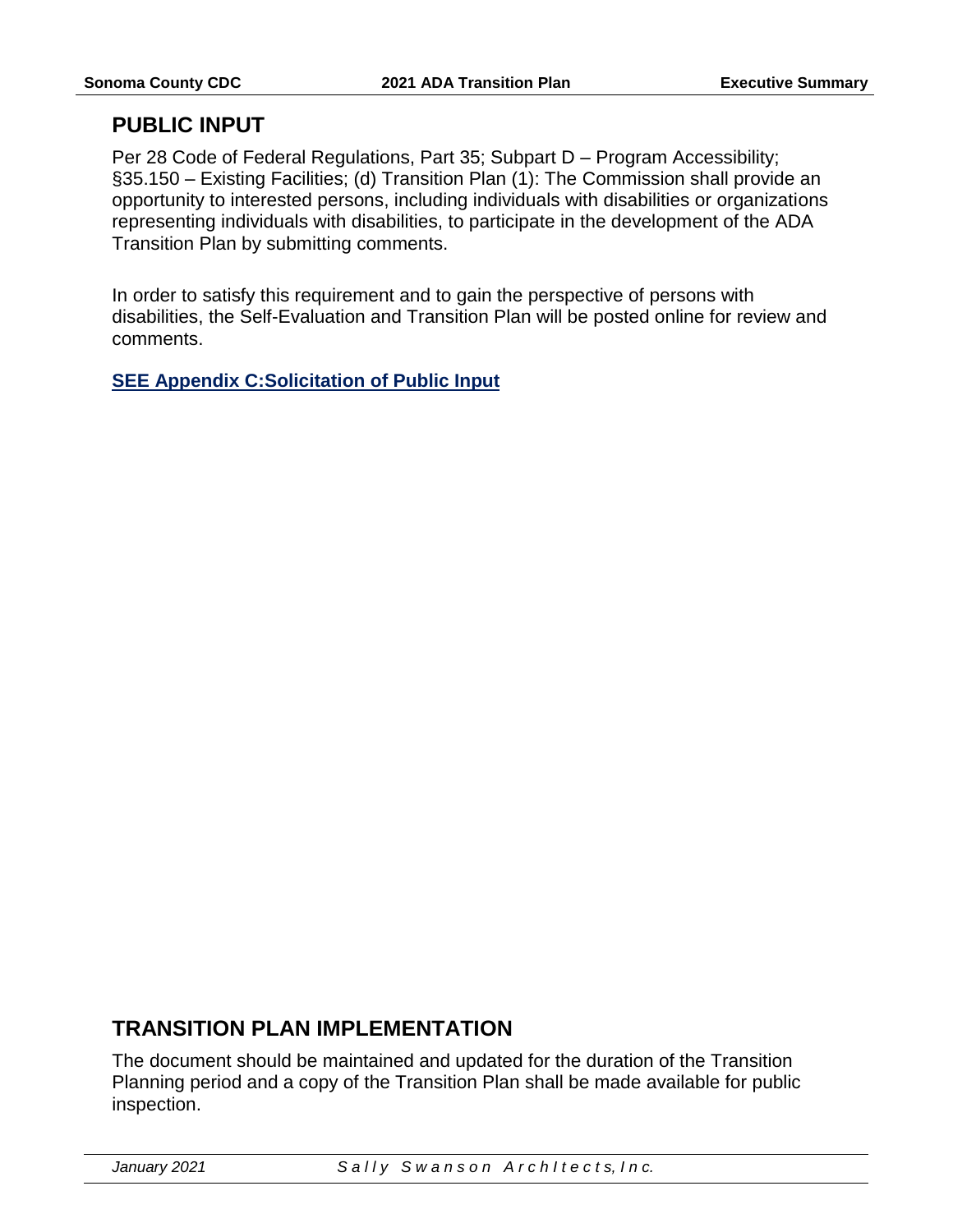## PUBLIC INPUT

Per 28 Code of Federal Regulations, Part 35; Subpart D – Program Accessibility; §35.150 – Existing Facilities; (d) Transition Plan (1): The Commission shall provide an opportunity to interested persons, including individuals with disabilities or organizations representing individuals with disabilities, to participate in the development of the ADA Transition Plan by submitting comments.

In order to satisfy this requirement and to gain the perspective of persons with disabilities, the Self-Evaluation and Transition Plan will be posted online for review and comments.

**SEE Appendix C:Solicitation of Public Input**

## TRANSITION PLAN IMPLEMENTATION

The document should be maintained and updated for the duration of the Transition Planning period and a copy of the Transition Plan shall be made available for public inspection.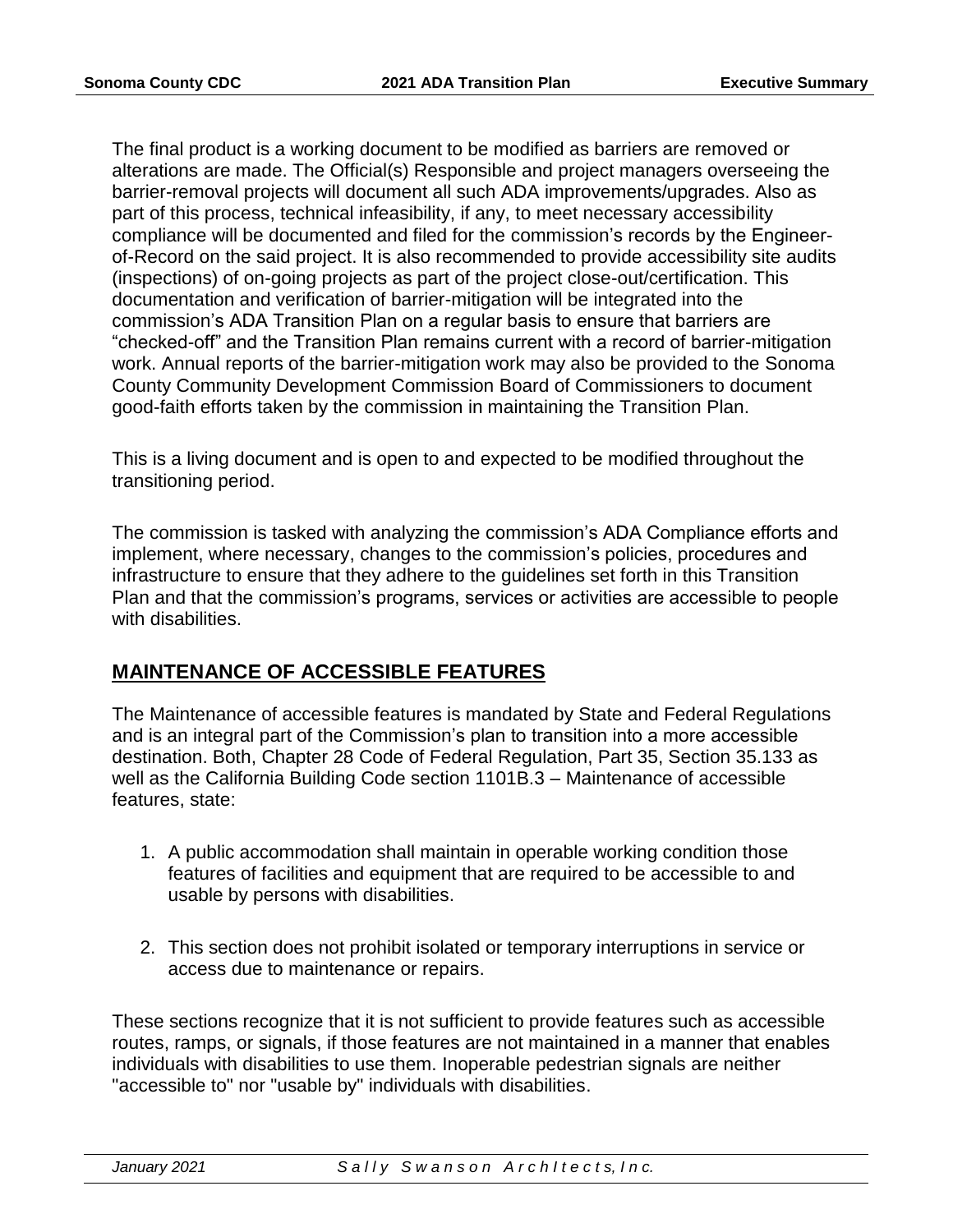The final product is a working document to be modified as barriers are removed or alterations are made. The Official(s) Responsible and project managers overseeing the barrier-removal projects will document all such ADA improvements/upgrades. Also as part of this process, technical infeasibility, if any, to meet necessary accessibility compliance will be documented and filed for the commission's records by the Engineer-of-Record on the said project. It is also recommended to provide accessibility site audits (inspections) of on-going projects as part of the project close-out/certification. This documentation and verification of barrier-mitigation will be integrated into the commission's ADA Transition Plan on a regular basis to ensure that barriers are "checked-off" and the Transition Plan remains current with a record of barrier-mitigation work. Annual reports of the barrier-mitigation work may also be provided to the Sonoma County Community Development Commission Board of Commissioners to document good-faith efforts taken by the commission in maintaining the Transition Plan.

This is a living document and is open to and expected to be modified throughout the transitioning period.

The commission is tasked with analyzing the commission's ADA Compliance efforts and implement, where necessary, changes to the commission's policies, procedures and infrastructure to ensure that they adhere to the guidelines set forth in this Transition Plan and that the commission's programs, services or activities are accessible to people with disabilities.

## MAINTENANCE OF ACCESSIBLE FEATURES

The Maintenance of accessible features is mandated by State and Federal Regulations and is an integral part of the Commission's plan to transition into a more accessible destination. Both, Chapter 28 Code of Federal Regulation, Part 35, Section 35.133 as well as the California Building Code section 1101B.3 – Maintenance of accessible features, state:

1. A public accommodation shall maintain in operable working condition those features of facilities and equipment that are required to be accessible to and usable by persons with disabilities.

2. This section does not prohibit isolated or temporary interruptions in service or access due to maintenance or repairs.

These sections recognize that it is not sufficient to provide features such as accessible routes, ramps, or signals, if those features are not maintained in a manner that enables individuals with disabilities to use them. Inoperable pedestrian signals are neither "accessible to" nor "usable by" individuals with disabilities.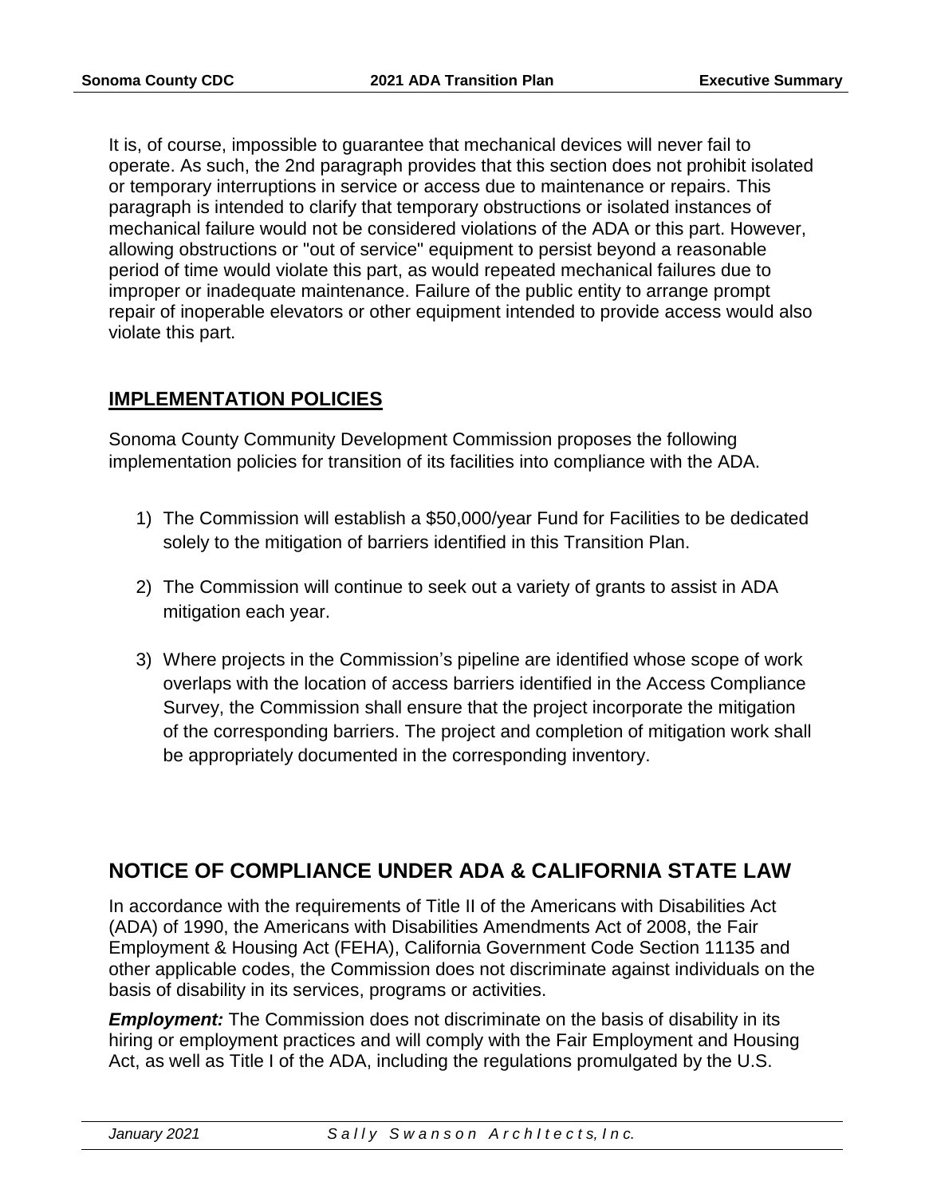It is, of course, impossible to guarantee that mechanical devices will never fail to operate. As such, the 2nd paragraph provides that this section does not prohibit isolated or temporary interruptions in service or access due to maintenance or repairs. This paragraph is intended to clarify that temporary obstructions or isolated instances of mechanical failure would not be considered violations of the ADA or this part. However, allowing obstructions or "out of service" equipment to persist beyond a reasonable period of time would violate this part, as would repeated mechanical failures due to improper or inadequate maintenance. Failure of the public entity to arrange prompt repair of inoperable elevators or other equipment intended to provide access would also violate this part.

## IMPLEMENTATION POLICIES

Sonoma County Community Development Commission proposes the following implementation policies for transition of its facilities into compliance with the ADA.

1) The Commission will establish a $50,000/year Fund for Facilities to be dedicated solely to the mitigation of barriers identified in this Transition Plan.

2) The Commission will continue to seek out a variety of grants to assist in ADA mitigation each year.

3) Where projects in the Commission's pipeline are identified whose scope of work overlaps with the location of access barriers identified in the Access Compliance Survey, the Commission shall ensure that the project incorporate the mitigation of the corresponding barriers. The project and completion of mitigation work shall be appropriately documented in the corresponding inventory.

## NOTICE OF COMPLIANCE UNDER ADA & CALIFORNIA STATE LAW

In accordance with the requirements of Title II of the Americans with Disabilities Act (ADA) of 1990, the Americans with Disabilities Amendments Act of 2008, the Fair Employment & Housing Act (FEHA), California Government Code Section 11135 and other applicable codes, the Commission does not discriminate against individuals on the basis of disability in its services, programs or activities.

***Employment:*** The Commission does not discriminate on the basis of disability in its hiring or employment practices and will comply with the Fair Employment and Housing Act, as well as Title I of the ADA, including the regulations promulgated by the U.S.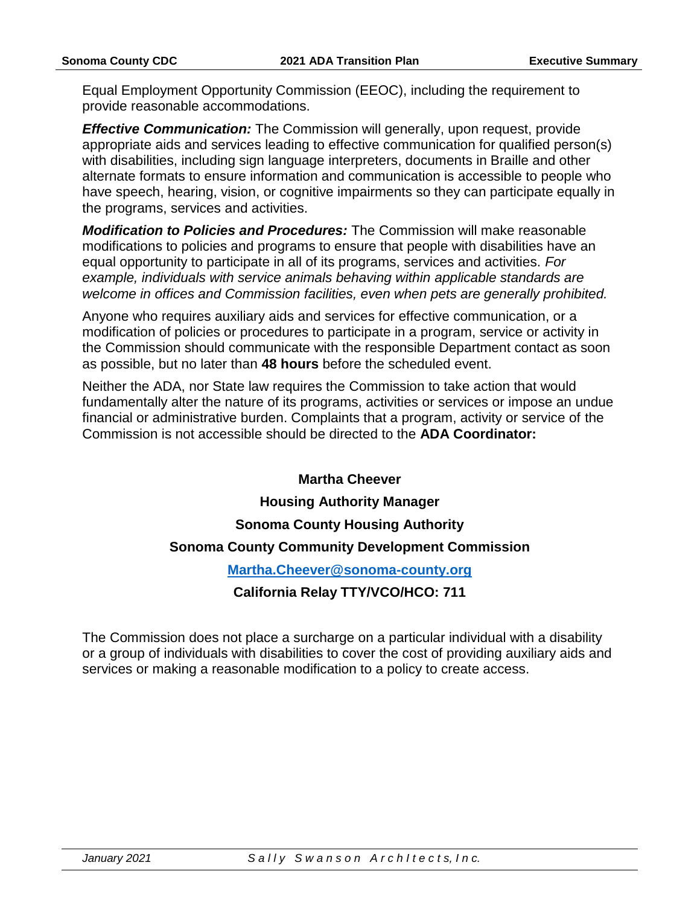Equal Employment Opportunity Commission (EEOC), including the requirement to provide reasonable accommodations.

***Effective Communication:*** The Commission will generally, upon request, provide appropriate aids and services leading to effective communication for qualified person(s) with disabilities, including sign language interpreters, documents in Braille and other alternate formats to ensure information and communication is accessible to people who have speech, hearing, vision, or cognitive impairments so they can participate equally in the programs, services and activities.

***Modification to Policies and Procedures:*** The Commission will make reasonable modifications to policies and programs to ensure that people with disabilities have an equal opportunity to participate in all of its programs, services and activities. *For example, individuals with service animals behaving within applicable standards are welcome in offices and Commission facilities, even when pets are generally prohibited.*

Anyone who requires auxiliary aids and services for effective communication, or a modification of policies or procedures to participate in a program, service or activity in the Commission should communicate with the responsible Department contact as soon as possible, but no later than **48 hours** before the scheduled event.

Neither the ADA, nor State law requires the Commission to take action that would fundamentally alter the nature of its programs, activities or services or impose an undue financial or administrative burden. Complaints that a program, activity or service of the Commission is not accessible should be directed to the **ADA Coordinator:**

**Martha Cheever**

**Housing Authority Manager**

**Sonoma County Housing Authority**

**Sonoma County Community Development Commission**

**Martha.Cheever@sonoma-county.org**

**California Relay TTY/VCO/HCO: 711**

The Commission does not place a surcharge on a particular individual with a disability or a group of individuals with disabilities to cover the cost of providing auxiliary aids and services or making a reasonable modification to a policy to create access.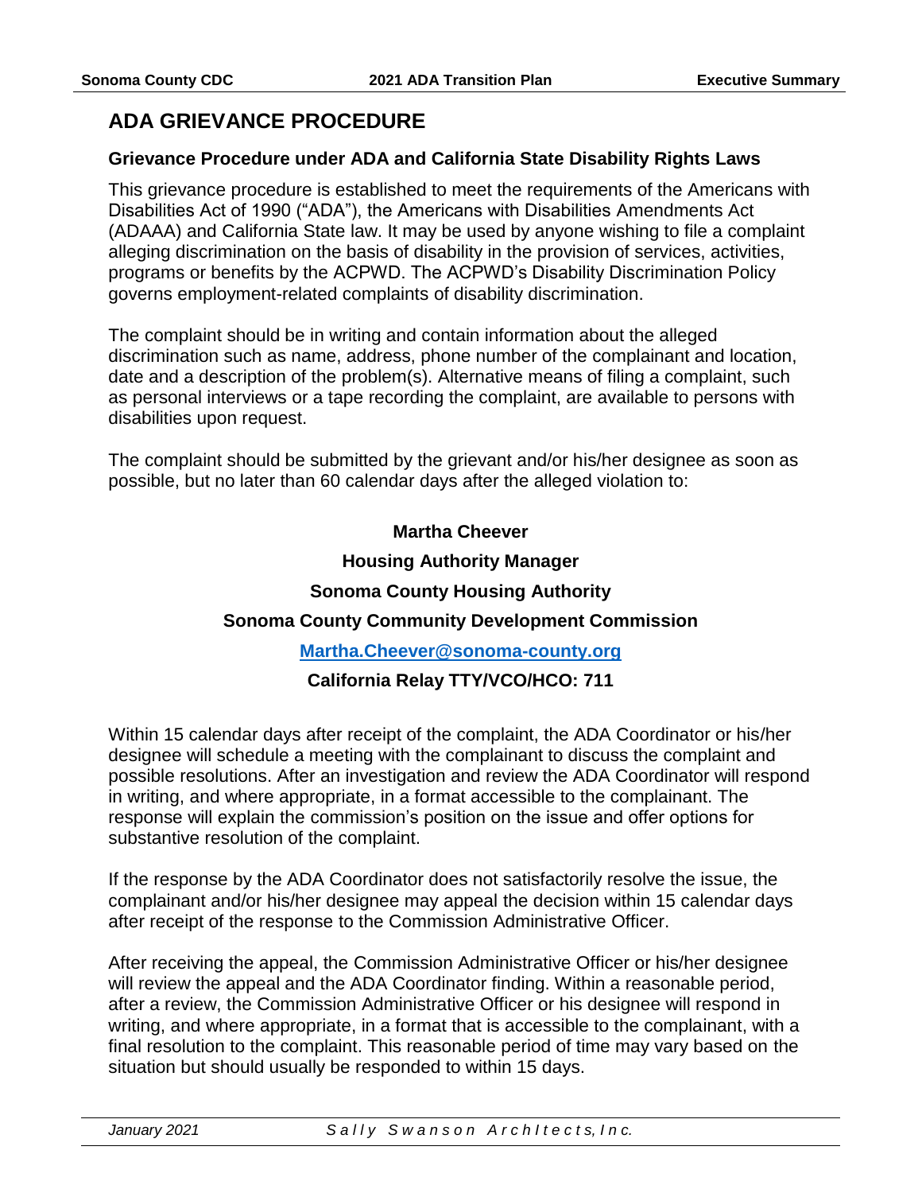# ADA GRIEVANCE PROCEDURE

## Grievance Procedure under ADA and California State Disability Rights Laws

This grievance procedure is established to meet the requirements of the Americans with Disabilities Act of 1990 ("ADA"), the Americans with Disabilities Amendments Act (ADAAA) and California State law. It may be used by anyone wishing to file a complaint alleging discrimination on the basis of disability in the provision of services, activities, programs or benefits by the ACPWD. The ACPWD's Disability Discrimination Policy governs employment-related complaints of disability discrimination.

The complaint should be in writing and contain information about the alleged discrimination such as name, address, phone number of the complainant and location, date and a description of the problem(s). Alternative means of filing a complaint, such as personal interviews or a tape recording the complaint, are available to persons with disabilities upon request.

The complaint should be submitted by the grievant and/or his/her designee as soon as possible, but no later than 60 calendar days after the alleged violation to:

**Martha Cheever**

**Housing Authority Manager**

**Sonoma County Housing Authority**

**Sonoma County Community Development Commission**

**[Martha.Cheever@sonoma-county.org](mailto:Martha.Cheever@sonoma-county.org)**

**California Relay TTY/VCO/HCO: 711**

Within 15 calendar days after receipt of the complaint, the ADA Coordinator or his/her designee will schedule a meeting with the complainant to discuss the complaint and possible resolutions. After an investigation and review the ADA Coordinator will respond in writing, and where appropriate, in a format accessible to the complainant. The response will explain the commission's position on the issue and offer options for substantive resolution of the complaint.

If the response by the ADA Coordinator does not satisfactorily resolve the issue, the complainant and/or his/her designee may appeal the decision within 15 calendar days after receipt of the response to the Commission Administrative Officer.

After receiving the appeal, the Commission Administrative Officer or his/her designee will review the appeal and the ADA Coordinator finding. Within a reasonable period, after a review, the Commission Administrative Officer or his designee will respond in writing, and where appropriate, in a format that is accessible to the complainant, with a final resolution to the complaint. This reasonable period of time may vary based on the situation but should usually be responded to within 15 days.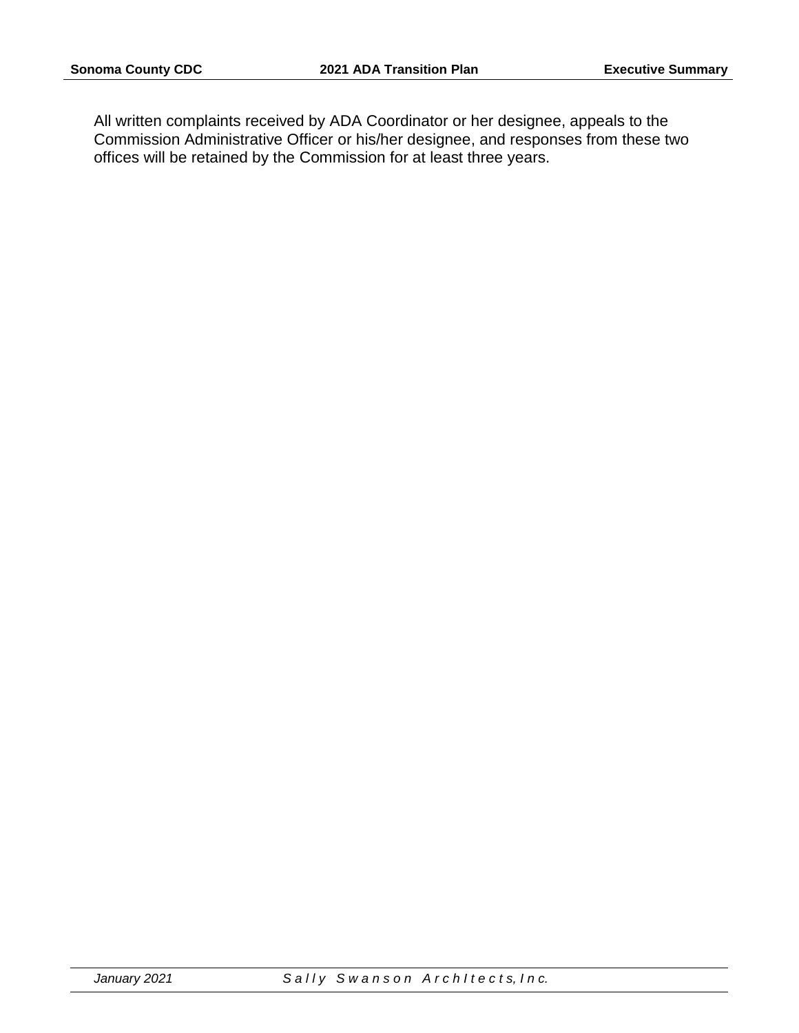All written complaints received by ADA Coordinator or her designee, appeals to the Commission Administrative Officer or his/her designee, and responses from these two offices will be retained by the Commission for at least three years.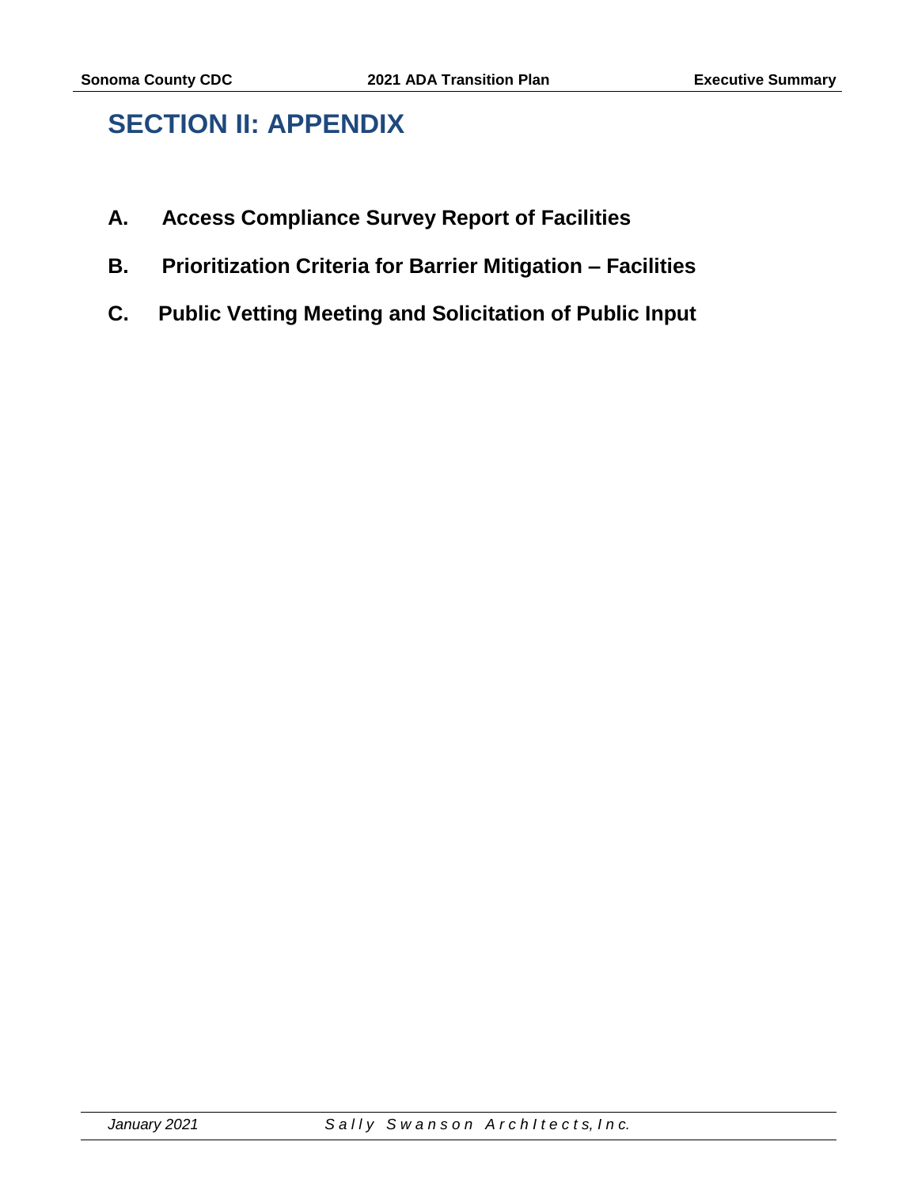# SECTION II: APPENDIX

**A. Access Compliance Survey Report of Facilities**

**B. Prioritization Criteria for Barrier Mitigation – Facilities**

**C. Public Vetting Meeting and Solicitation of Public Input**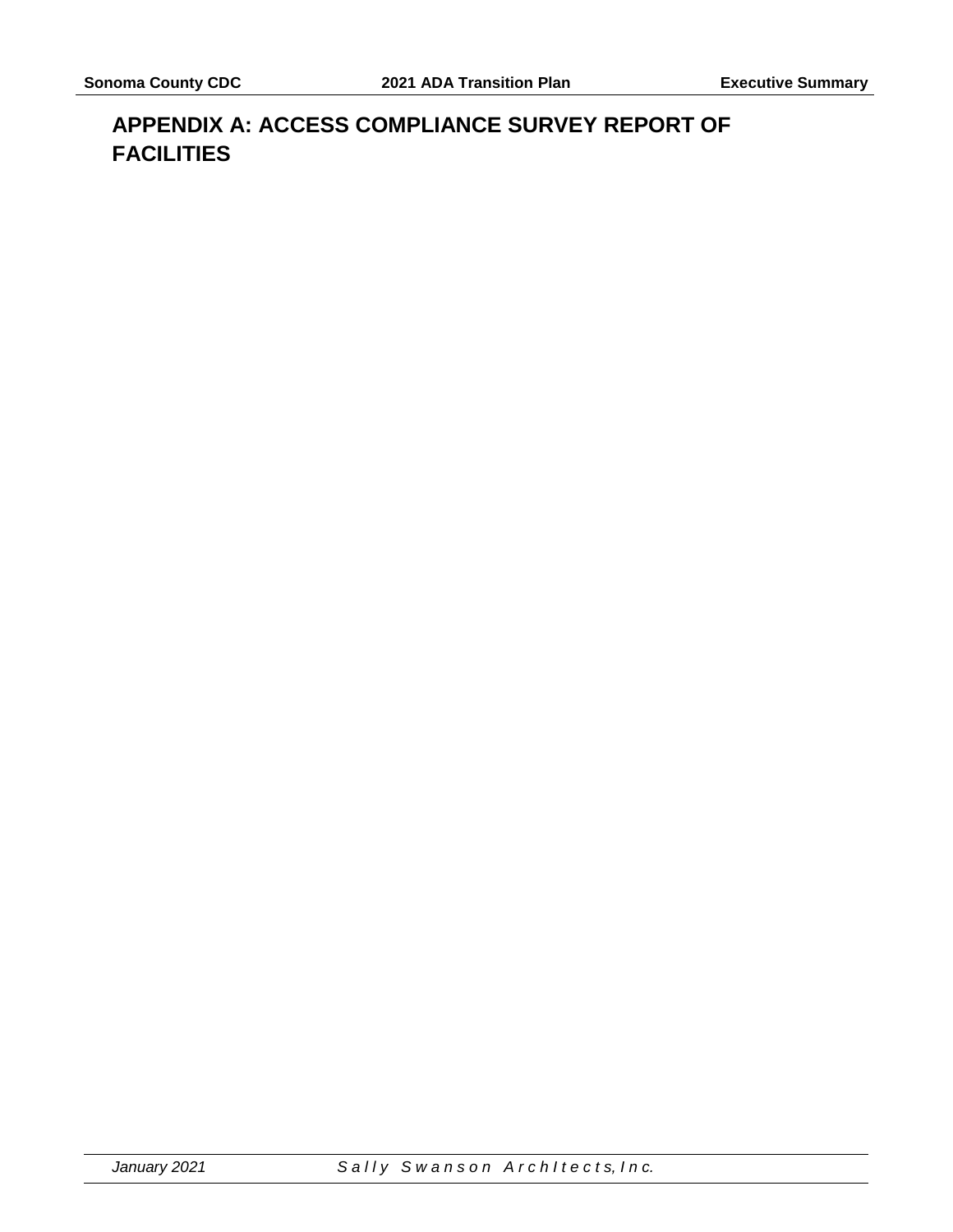# APPENDIX A: ACCESS COMPLIANCE SURVEY REPORT OF FACILITIES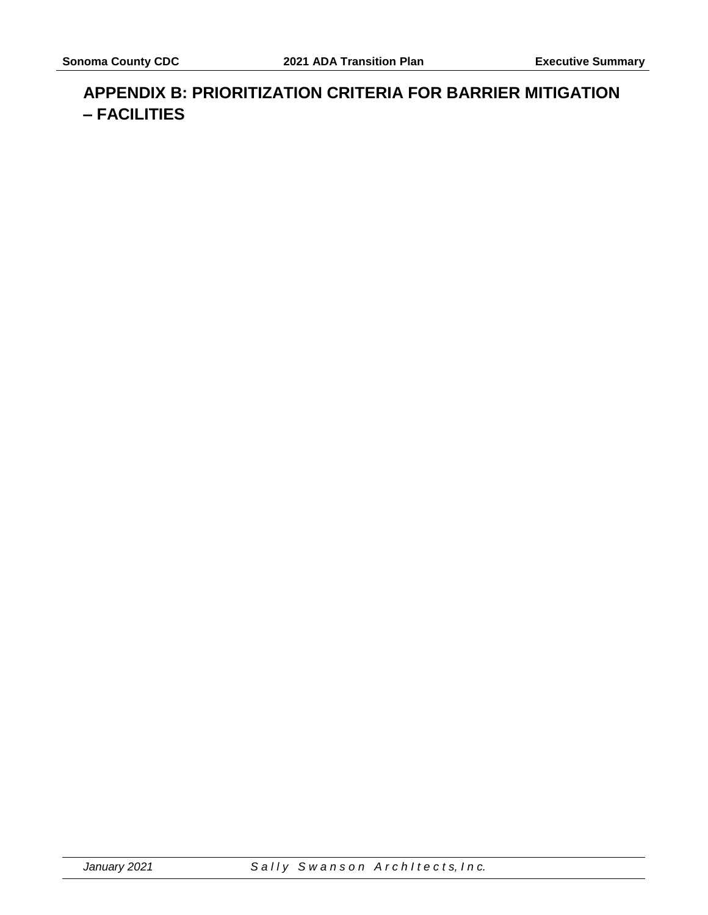# APPENDIX B: PRIORITIZATION CRITERIA FOR BARRIER MITIGATION – FACILITIES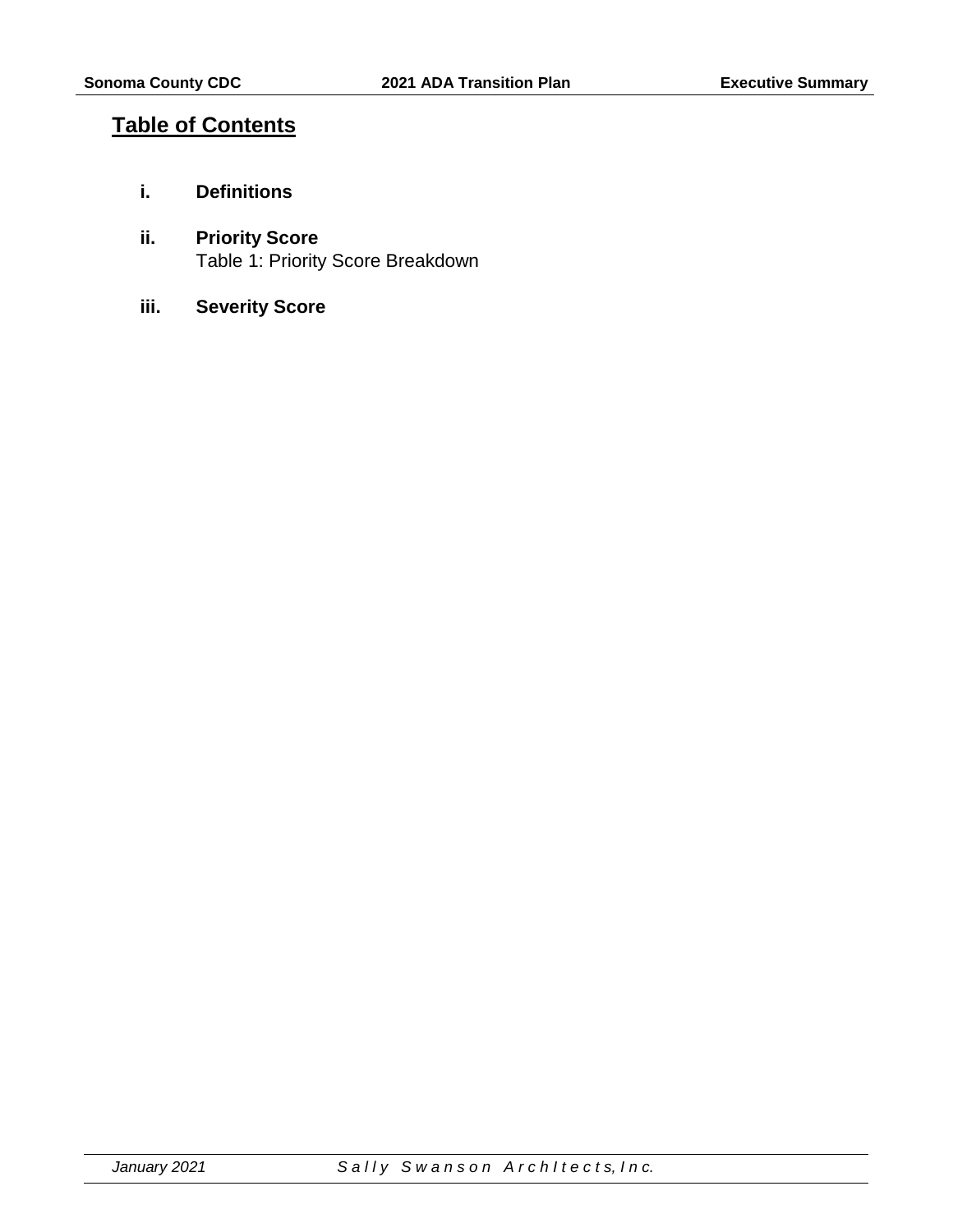## Table of Contents

- **i. Definitions**
- **ii. Priority Score**
  Table 1: Priority Score Breakdown
- **iii. Severity Score**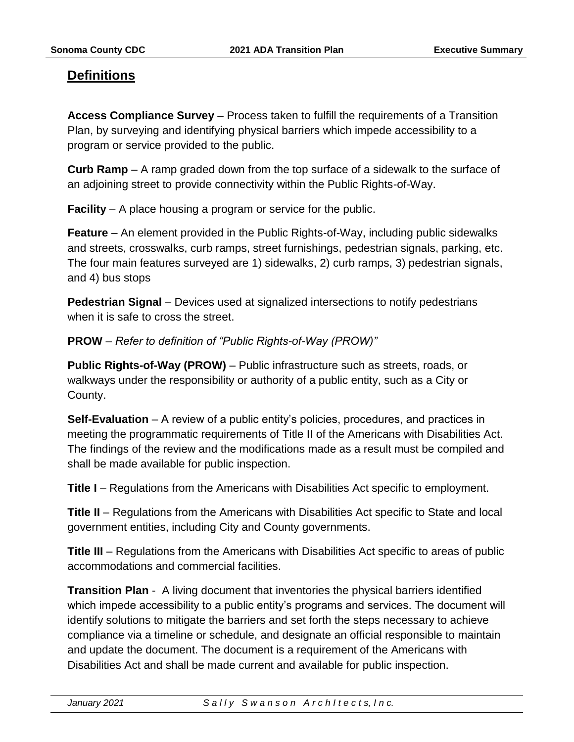## Definitions

**Access Compliance Survey** – Process taken to fulfill the requirements of a Transition Plan, by surveying and identifying physical barriers which impede accessibility to a program or service provided to the public.

**Curb Ramp** – A ramp graded down from the top surface of a sidewalk to the surface of an adjoining street to provide connectivity within the Public Rights-of-Way.

**Facility** – A place housing a program or service for the public.

**Feature** – An element provided in the Public Rights-of-Way, including public sidewalks and streets, crosswalks, curb ramps, street furnishings, pedestrian signals, parking, etc. The four main features surveyed are 1) sidewalks, 2) curb ramps, 3) pedestrian signals, and 4) bus stops

**Pedestrian Signal** – Devices used at signalized intersections to notify pedestrians when it is safe to cross the street.

**PROW** – *Refer to definition of "Public Rights-of-Way (PROW)"*

**Public Rights-of-Way (PROW)** – Public infrastructure such as streets, roads, or walkways under the responsibility or authority of a public entity, such as a City or County.

**Self-Evaluation** – A review of a public entity's policies, procedures, and practices in meeting the programmatic requirements of Title II of the Americans with Disabilities Act. The findings of the review and the modifications made as a result must be compiled and shall be made available for public inspection.

**Title I** – Regulations from the Americans with Disabilities Act specific to employment.

**Title II** – Regulations from the Americans with Disabilities Act specific to State and local government entities, including City and County governments.

**Title III** – Regulations from the Americans with Disabilities Act specific to areas of public accommodations and commercial facilities.

**Transition Plan** - A living document that inventories the physical barriers identified which impede accessibility to a public entity's programs and services. The document will identify solutions to mitigate the barriers and set forth the steps necessary to achieve compliance via a timeline or schedule, and designate an official responsible to maintain and update the document. The document is a requirement of the Americans with Disabilities Act and shall be made current and available for public inspection.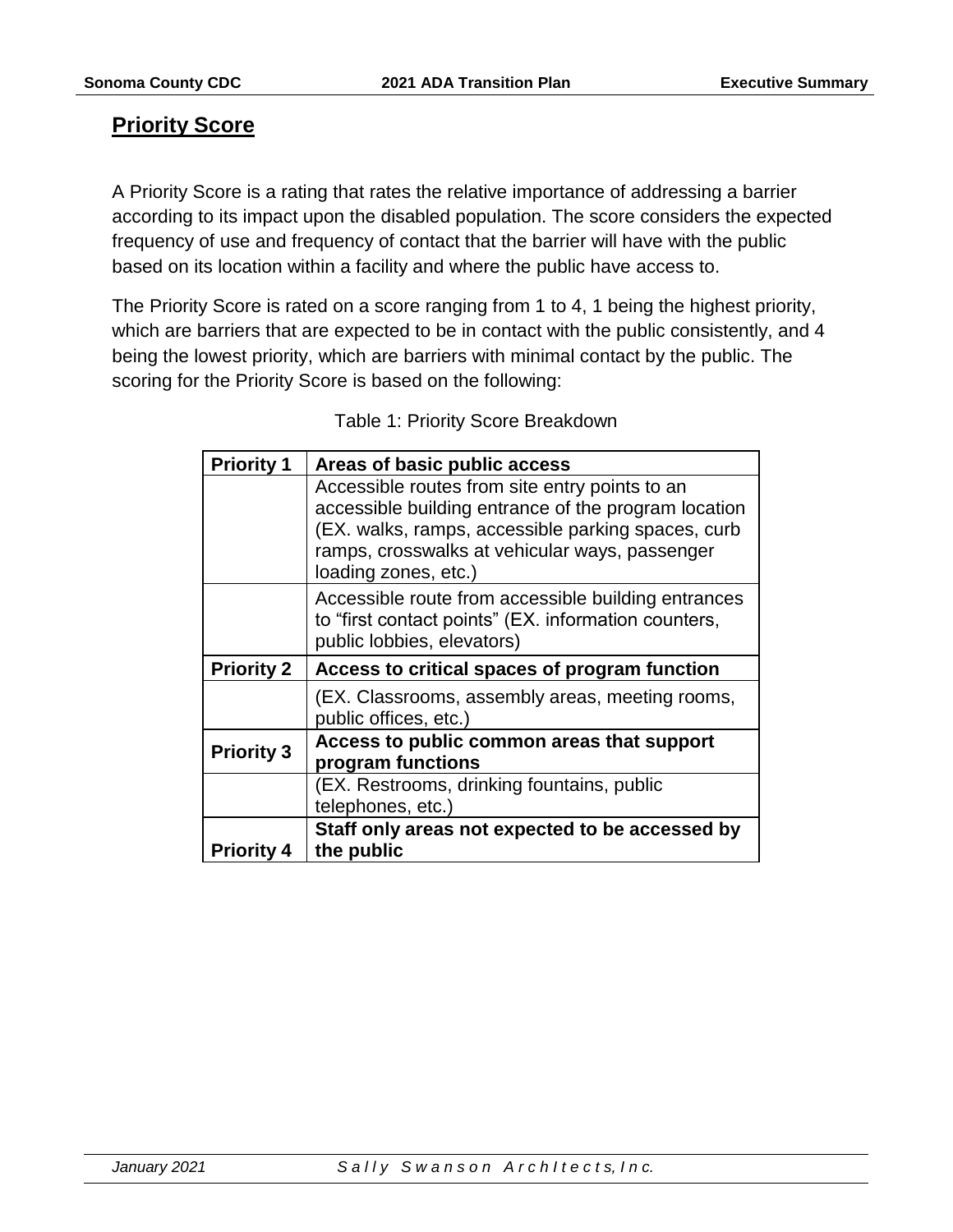## Priority Score

A Priority Score is a rating that rates the relative importance of addressing a barrier according to its impact upon the disabled population. The score considers the expected frequency of use and frequency of contact that the barrier will have with the public based on its location within a facility and where the public have access to.

The Priority Score is rated on a score ranging from 1 to 4, 1 being the highest priority, which are barriers that are expected to be in contact with the public consistently, and 4 being the lowest priority, which are barriers with minimal contact by the public. The scoring for the Priority Score is based on the following:

Table 1: Priority Score Breakdown

| **Priority 1** | **Areas of basic public access** |
|---|---|
| | Accessible routes from site entry points to an accessible building entrance of the program location (EX. walks, ramps, accessible parking spaces, curb ramps, crosswalks at vehicular ways, passenger loading zones, etc.) |
| | Accessible route from accessible building entrances to "first contact points" (EX. information counters, public lobbies, elevators) |
| **Priority 2** | **Access to critical spaces of program function** |
| | (EX. Classrooms, assembly areas, meeting rooms, public offices, etc.) |
| **Priority 3** | **Access to public common areas that support program functions** |
| | (EX. Restrooms, drinking fountains, public telephones, etc.) |
| **Priority 4** | **Staff only areas not expected to be accessed by the public** |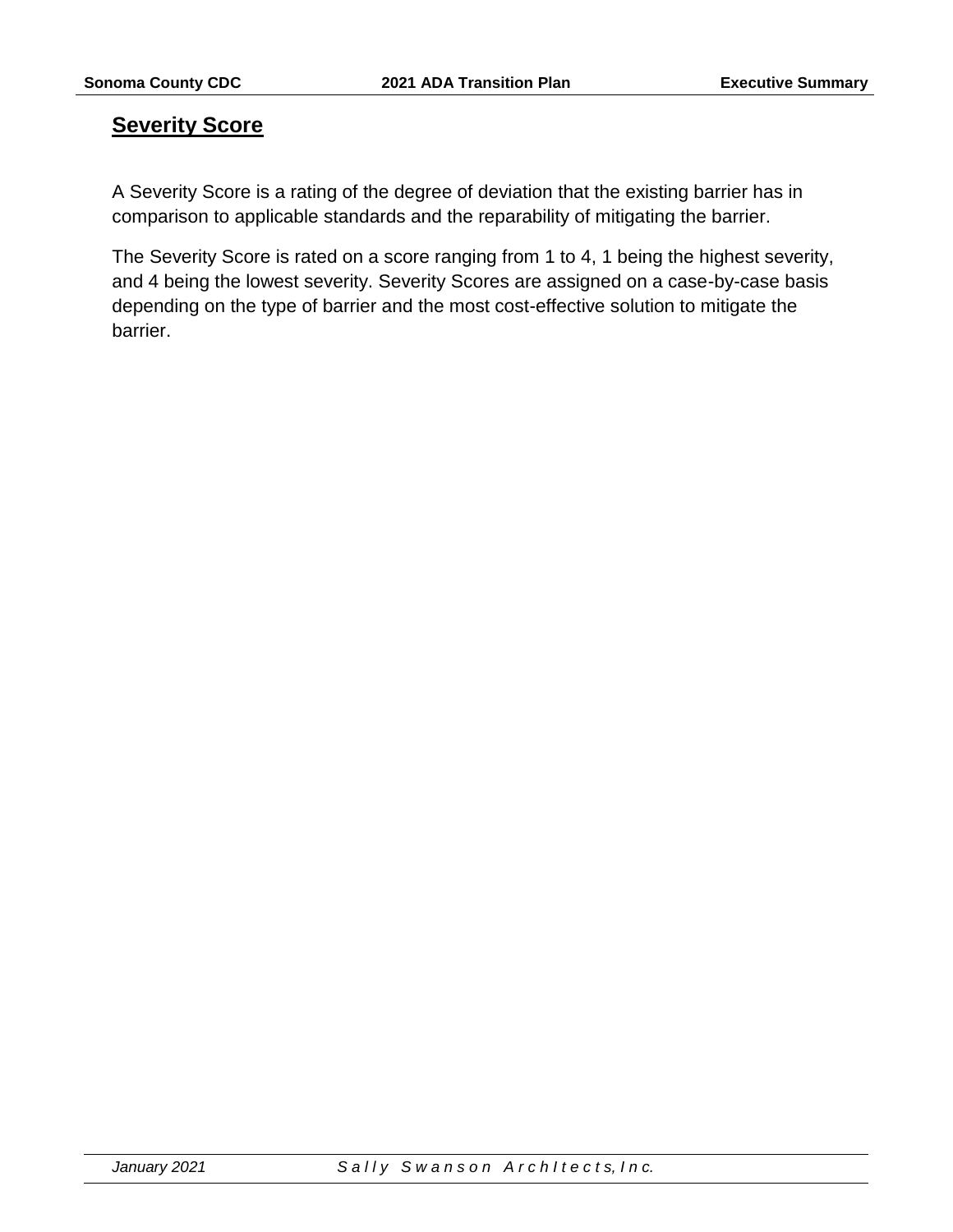## Severity Score

A Severity Score is a rating of the degree of deviation that the existing barrier has in comparison to applicable standards and the reparability of mitigating the barrier.

The Severity Score is rated on a score ranging from 1 to 4, 1 being the highest severity, and 4 being the lowest severity. Severity Scores are assigned on a case-by-case basis depending on the type of barrier and the most cost-effective solution to mitigate the barrier.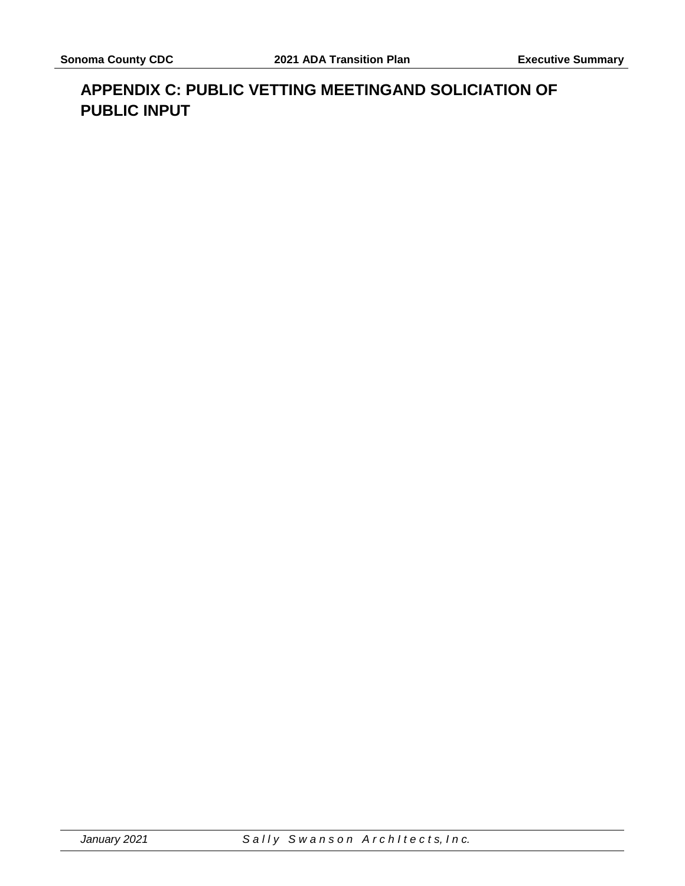# APPENDIX C: PUBLIC VETTING MEETINGAND SOLICIATION OF PUBLIC INPUT